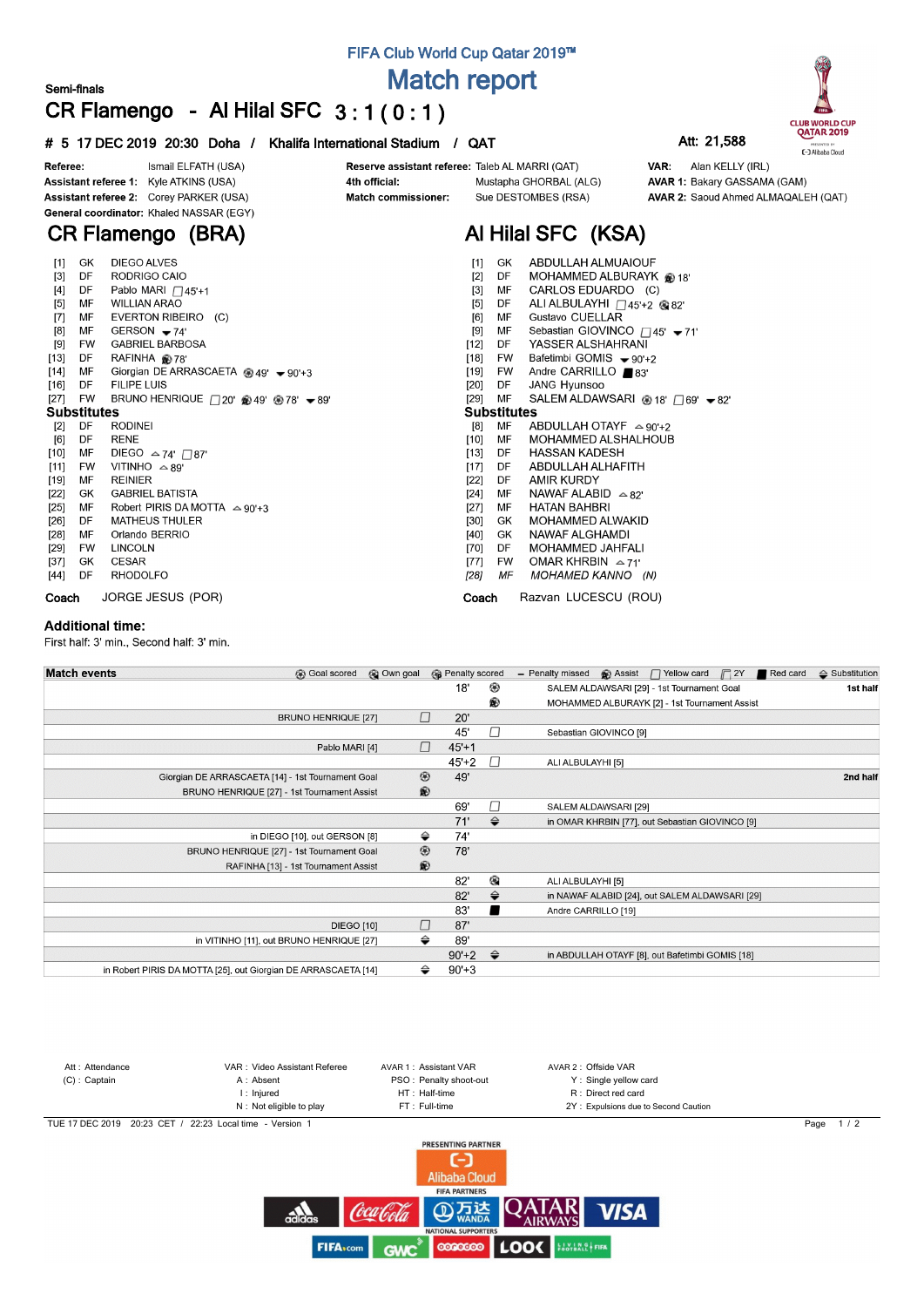FIFA Club World Cup Qatar 2019™

# Match report

Semi-finals

## CR Flamengo - Al Hilal SFC 3 : 1 ( 0 : 1 )

\# 5 17 DEC 2019 20:30 Doha / Khalifa International Stadium / QAT

Att: 21,588

**Referee:** Ismail ELFATH (USA)
**Assistant referee 1:** Kyle ATKINS (USA)
**Assistant referee 2:** Corey PARKER (USA)
**General coordinator:** Khaled NASSAR (EGY)

**Reserve assistant referee:** Taleb AL MARRI (QAT)
**4th official:** Mustapha GHORBAL (ALG)
**Match commissioner:** Sue DESTOMBES (RSA)

**VAR:** Alan KELLY (IRL)
**AVAR 1:** Bakary GASSAMA (GAM)
**AVAR 2:** Saoud Ahmed ALMAQALEH (QAT)

## CR Flamengo (BRA)

| # | Pos | Player | Events |
|---|---|---|---|
| [1] | GK | DIEGO ALVES | |
| [3] | DF | RODRIGO CAIO | |
| [4] | DF | Pablo MARI | Yellow card 45'+1 |
| [5] | MF | WILLIAN ARAO | |
| [7] | MF | EVERTON RIBEIRO (C) | |
| [8] | MF | GERSON | Substituted out 74' |
| [9] | FW | GABRIEL BARBOSA | |
| [13] | DF | RAFINHA | Assist 78' |
| [14] | MF | Giorgian DE ARRASCAETA | Goal 49', Substituted out 90'+3 |
| [16] | DF | FILIPE LUIS | |
| [27] | FW | BRUNO HENRIQUE | Yellow card 20', Assist 49', Goal 78', Substituted out 89' |

**Substitutes**

| # | Pos | Player | Events |
|---|---|---|---|
| [2] | DF | RODINEI | |
| [6] | DF | RENE | |
| [10] | MF | DIEGO | Substituted in 74', Yellow card 87' |
| [11] | FW | VITINHO | Substituted in 89' |
| [19] | MF | REINIER | |
| [22] | GK | GABRIEL BATISTA | |
| [25] | MF | Robert PIRIS DA MOTTA | Substituted in 90'+3 |
| [26] | DF | MATHEUS THULER | |
| [28] | MF | Orlando BERRIO | |
| [29] | FW | LINCOLN | |
| [37] | GK | CESAR | |
| [44] | DF | RHODOLFO | |

**Coach** JORGE JESUS (POR)

## Al Hilal SFC (KSA)

| # | Pos | Player | Events |
|---|---|---|---|
| [1] | GK | ABDULLAH ALMUAIOUF | |
| [2] | DF | MOHAMMED ALBURAYK | Assist 18' |
| [3] | MF | CARLOS EDUARDO (C) | |
| [5] | DF | ALI ALBULAYHI | Yellow card 45'+2, Own goal 82' |
| [6] | MF | Gustavo CUELLAR | |
| [9] | MF | Sebastian GIOVINCO | Yellow card 45', Substituted out 71' |
| [12] | DF | YASSER ALSHAHRANI | |
| [18] | FW | Bafetimbi GOMIS | Substituted out 90'+2 |
| [19] | FW | Andre CARRILLO | Red card 83' |
| [20] | DF | JANG Hyunsoo | |
| [29] | MF | SALEM ALDAWSARI | Goal 18', Yellow card 69', Substituted out 82' |

**Substitutes**

| # | Pos | Player | Events |
|---|---|---|---|
| [8] | MF | ABDULLAH OTAYF | Substituted in 90'+2 |
| [10] | MF | MOHAMMED ALSHALHOUB | |
| [13] | DF | HASSAN KADESH | |
| [17] | DF | ABDULLAH ALHAFITH | |
| [22] | DF | AMIR KURDY | |
| [24] | MF | NAWAF ALABID | Substituted in 82' |
| [27] | MF | HATAN BAHBRI | |
| [30] | GK | MOHAMMED ALWAKID | |
| [40] | GK | NAWAF ALGHAMDI | |
| [70] | DF | MOHAMMED JAHFALI | |
| [77] | FW | OMAR KHRBIN | Substituted in 71' |
| *[28]* | *MF* | *MOHAMED KANNO (N)* | |

**Coach** Razvan LUCESCU (ROU)

### Additional time:

First half: 3' min., Second half: 3' min.

## Match events

| CR Flamengo | Event | Minute | Event | Al Hilal SFC | Half |
|---|---|---|---|---|---|
| | | 18' | Goal scored | SALEM ALDAWSARI [29] - 1st Tournament Goal | 1st half |
| | | | Assist | MOHAMMED ALBURAYK [2] - 1st Tournament Assist | |
| BRUNO HENRIQUE [27] | Yellow card | 20' | | | |
| | | 45' | Yellow card | Sebastian GIOVINCO [9] | |
| Pablo MARI [4] | Yellow card | 45'+1 | | | |
| | | 45'+2 | Yellow card | ALI ALBULAYHI [5] | |
| Giorgian DE ARRASCAETA [14] - 1st Tournament Goal | Goal scored | 49' | | | 2nd half |
| BRUNO HENRIQUE [27] - 1st Tournament Assist | Assist | | | | |
| | | 69' | Yellow card | SALEM ALDAWSARI [29] | |
| | | 71' | Substitution | in OMAR KHRBIN [77], out Sebastian GIOVINCO [9] | |
| in DIEGO [10], out GERSON [8] | Substitution | 74' | | | |
| BRUNO HENRIQUE [27] - 1st Tournament Goal | Goal scored | 78' | | | |
| RAFINHA [13] - 1st Tournament Assist | Assist | | | | |
| | | 82' | Own goal | ALI ALBULAYHI [5] | |
| | | 82' | Substitution | in NAWAF ALABID [24], out SALEM ALDAWSARI [29] | |
| | | 83' | Red card | Andre CARRILLO [19] | |
| DIEGO [10] | Yellow card | 87' | | | |
| in VITINHO [11], out BRUNO HENRIQUE [27] | Substitution | 89' | | | |
| | | 90'+2 | Substitution | in ABDULLAH OTAYF [8], out Bafetimbi GOMIS [18] | |
| in Robert PIRIS DA MOTTA [25], out Giorgian DE ARRASCAETA [14] | Substitution | 90'+3 | | | |

Att : Attendance
(C) : Captain
VAR : Video Assistant Referee
A : Absent
I : Injured
N : Not eligible to play
AVAR 1 : Assistant VAR
PSO : Penalty shoot-out
HT : Half-time
FT : Full-time
AVAR 2 : Offside VAR
Y : Single yellow card
R : Direct red card
2Y : Expulsions due to Second Caution

TUE 17 DEC 2019 20:23 CET / 22:23 Local time - Version 1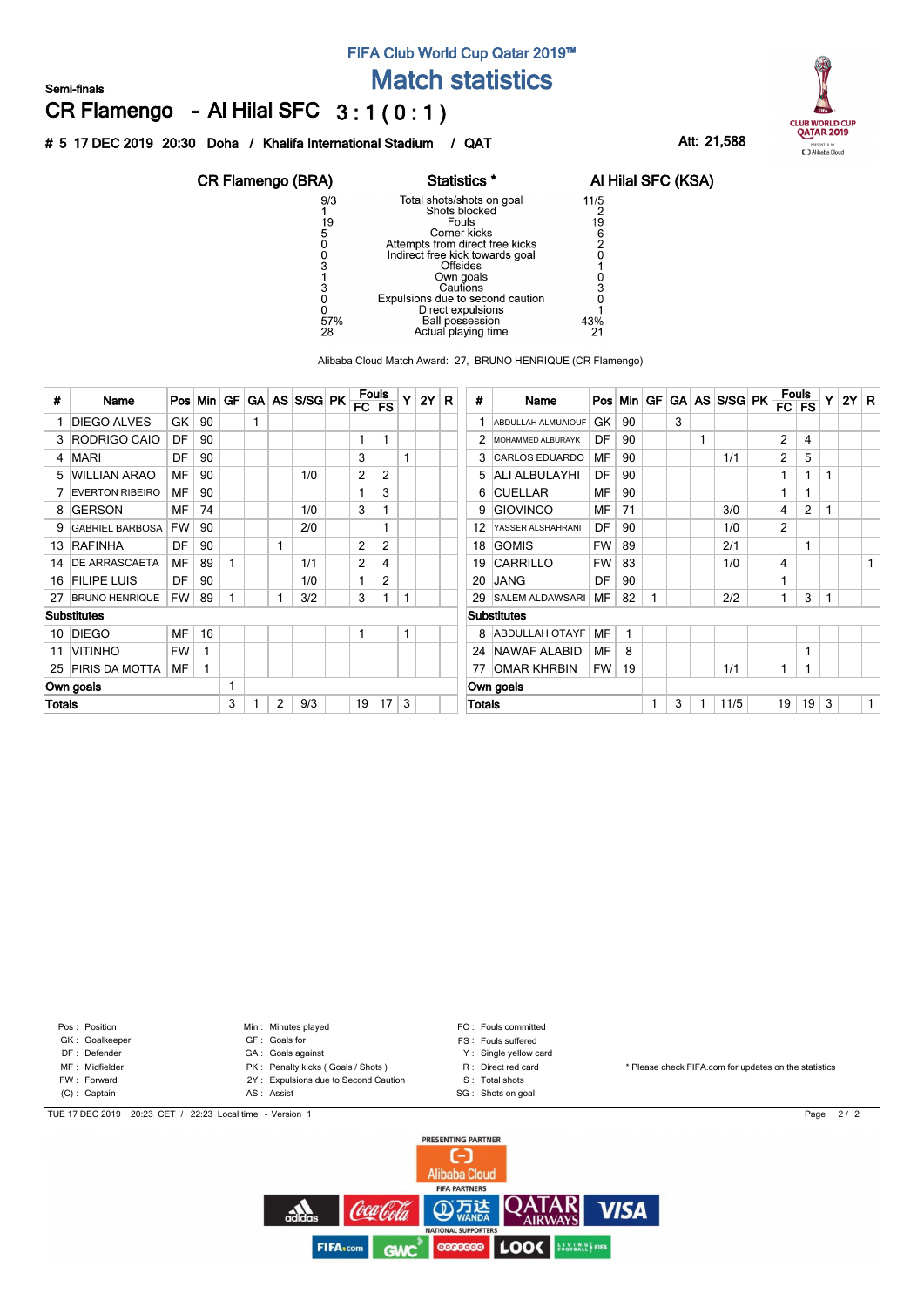FIFA Club World Cup Qatar 2019™

# Match statistics

Semi-finals

## CR Flamengo - Al Hilal SFC 3 : 1 ( 0 : 1 )

# 5 17 DEC 2019 20:30 Doha / Khalifa International Stadium / QAT

Att: 21,588

| CR Flamengo (BRA) | Statistics * | Al Hilal SFC (KSA) |
|---|---|---|
| 9/3 | Total shots/shots on goal | 11/5 |
| 1 | Shots blocked | 2 |
| 19 | Fouls | 19 |
| 5 | Corner kicks | 6 |
| 0 | Attempts from direct free kicks | 2 |
| 0 | Indirect free kick towards goal | 0 |
| 3 | Offsides | 1 |
| 1 | Own goals | 0 |
| 3 | Cautions | 3 |
| 0 | Expulsions due to second caution | 0 |
| 0 | Direct expulsions | 1 |
| 57% | Ball possession | 43% |
| 28 | Actual playing time | 21 |

Alibaba Cloud Match Award: 27, BRUNO HENRIQUE (CR Flamengo)

| # | Name | Pos | Min | GF | GA | AS | S/SG | PK | Fouls FC | Fouls FS | Y | 2Y | R |
|---|---|---|---|---|---|---|---|---|---|---|---|---|---|
| 1 | DIEGO ALVES | GK | 90 | | 1 | | | | | | | | |
| 3 | RODRIGO CAIO | DF | 90 | | | | | | 1 | 1 | | | |
| 4 | MARI | DF | 90 | | | | | | 3 | | 1 | | |
| 5 | WILLIAN ARAO | MF | 90 | | | | 1/0 | | 2 | 2 | | | |
| 7 | EVERTON RIBEIRO | MF | 90 | | | | | | 1 | 3 | | | |
| 8 | GERSON | MF | 74 | | | | 1/0 | | 3 | 1 | | | |
| 9 | GABRIEL BARBOSA | FW | 90 | | | | 2/0 | | | 1 | | | |
| 13 | RAFINHA | DF | 90 | | | 1 | | | 2 | 2 | | | |
| 14 | DE ARRASCAETA | MF | 89 | 1 | | | 1/1 | | 2 | 4 | | | |
| 16 | FILIPE LUIS | DF | 90 | | | | 1/0 | | 1 | 2 | | | |
| 27 | BRUNO HENRIQUE | FW | 89 | 1 | | 1 | 3/2 | | 3 | 1 | 1 | | |
| **Substitutes** | | | | | | | | | | | | | |
| 10 | DIEGO | MF | 16 | | | | | | 1 | | 1 | | |
| 11 | VITINHO | FW | 1 | | | | | | | | | | |
| 25 | PIRIS DA MOTTA | MF | 1 | | | | | | | | | | |
| **Own goals** | | | | 1 | | | | | | | | | |
| **Totals** | | | | 3 | 1 | 2 | 9/3 | | 19 | 17 | 3 | | |

| # | Name | Pos | Min | GF | GA | AS | S/SG | PK | Fouls FC | Fouls FS | Y | 2Y | R |
|---|---|---|---|---|---|---|---|---|---|---|---|---|---|
| 1 | ABDULLAH ALMUAIOUF | GK | 90 | | 3 | | | | | | | | |
| 2 | MOHAMMED ALBURAYK | DF | 90 | | | 1 | | | 2 | 4 | | | |
| 3 | CARLOS EDUARDO | MF | 90 | | | | 1/1 | | 2 | 5 | | | |
| 5 | ALI ALBULAYHI | DF | 90 | | | | | | 1 | 1 | 1 | | |
| 6 | CUELLAR | MF | 90 | | | | | | 1 | 1 | | | |
| 9 | GIOVINCO | MF | 71 | | | | 3/0 | | 4 | 2 | 1 | | |
| 12 | YASSER ALSHAHRANI | DF | 90 | | | | 1/0 | | 2 | | | | |
| 18 | GOMIS | FW | 89 | | | | 2/1 | | | 1 | | | |
| 19 | CARRILLO | FW | 83 | | | | 1/0 | | 4 | | | | 1 |
| 20 | JANG | DF | 90 | | | | | | 1 | | | | |
| 29 | SALEM ALDAWSARI | MF | 82 | 1 | | | 2/2 | | 1 | 3 | 1 | | |
| **Substitutes** | | | | | | | | | | | | | |
| 8 | ABDULLAH OTAYF | MF | 1 | | | | | | | | | | |
| 24 | NAWAF ALABID | MF | 8 | | | | | | | 1 | | | |
| 77 | OMAR KHRBIN | FW | 19 | | | | 1/1 | | 1 | 1 | | | |
| **Own goals** | | | | | | | | | | | | | |
| **Totals** | | | | 1 | 3 | 1 | 11/5 | | 19 | 19 | 3 | | 1 |

Pos : Position
GK : Goalkeeper
DF : Defender
MF : Midfielder
FW : Forward
(C) : Captain

Min : Minutes played
GF : Goals for
GA : Goals against
PK : Penalty kicks ( Goals / Shots )
2Y : Expulsions due to Second Caution
AS : Assist

FC : Fouls committed
FS : Fouls suffered
Y : Single yellow card
R : Direct red card
S : Total shots
SG : Shots on goal

* Please check FIFA.com for updates on the statistics

TUE 17 DEC 2019 20:23 CET / 22:23 Local time - Version 1